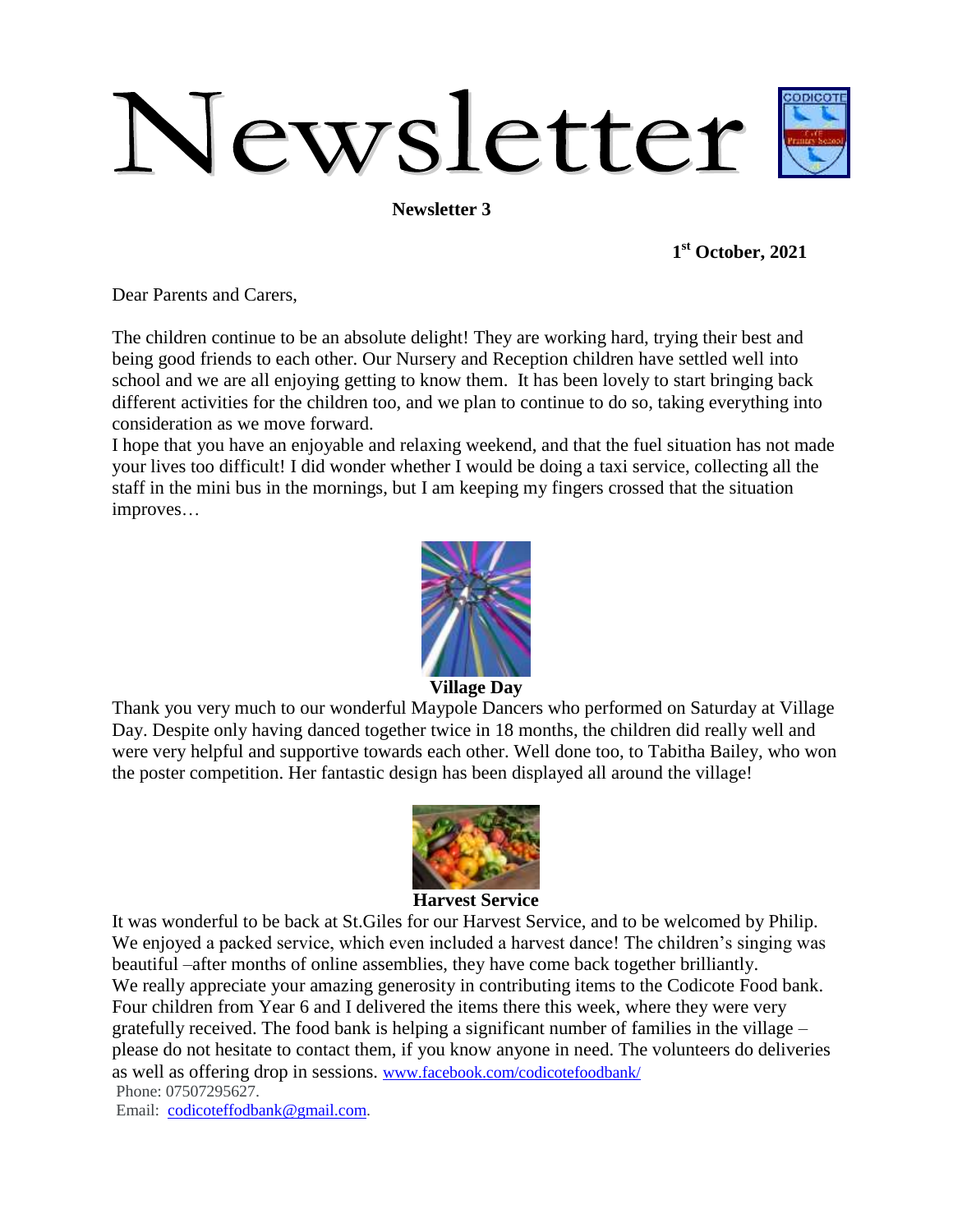# Newsletter

**Newsletter 3**

**1st October, 2021**

Dear Parents and Carers,

The children continue to be an absolute delight! They are working hard, trying their best and being good friends to each other. Our Nursery and Reception children have settled well into school and we are all enjoying getting to know them. It has been lovely to start bringing back different activities for the children too, and we plan to continue to do so, taking everything into consideration as we move forward.

I hope that you have an enjoyable and relaxing weekend, and that the fuel situation has not made your lives too difficult! I did wonder whether I would be doing a taxi service, collecting all the staff in the mini bus in the mornings, but I am keeping my fingers crossed that the situation improves…

**Village Day**

Thank you very much to our wonderful Maypole Dancers who performed on Saturday at Village Day. Despite only having danced together twice in 18 months, the children did really well and were very helpful and supportive towards each other. Well done too, to Tabitha Bailey, who won the poster competition. Her fantastic design has been displayed all around the village!

**Harvest Service**

It was wonderful to be back at St.Giles for our Harvest Service, and to be welcomed by Philip. We enjoyed a packed service, which even included a harvest dance! The children's singing was beautiful –after months of online assemblies, they have come back together brilliantly.

We really appreciate your amazing generosity in contributing items to the Codicote Food bank. Four children from Year 6 and I delivered the items there this week, where they were very gratefully received. The food bank is helping a significant number of families in the village – please do not hesitate to contact them, if you know anyone in need. The volunteers do deliveries as well as offering drop in sessions. www.facebook.com/codicotefoodbank/

Phone: 07507295627.

Email: codicoteffodbank@gmail.com.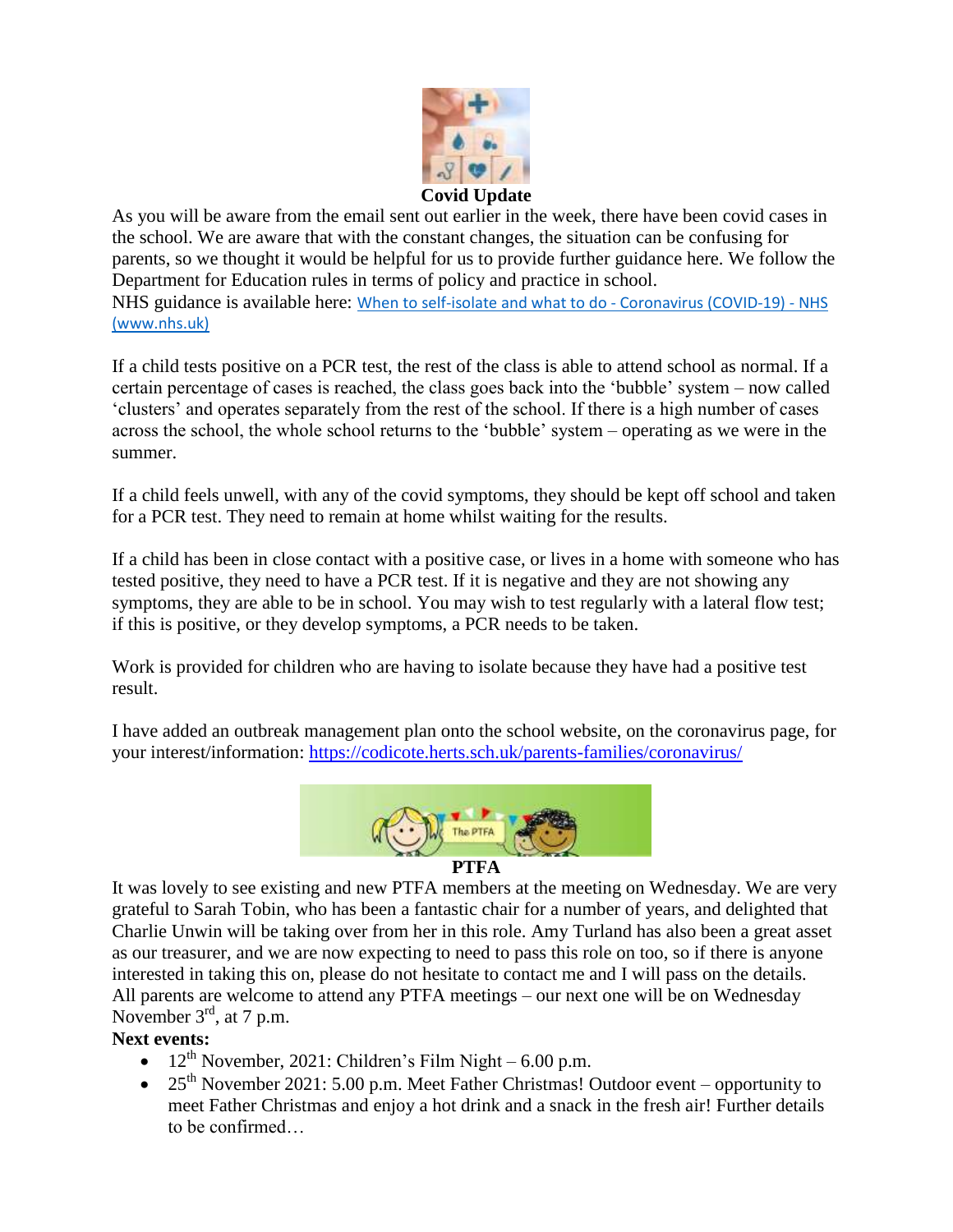## Covid Update

As you will be aware from the email sent out earlier in the week, there have been covid cases in the school. We are aware that with the constant changes, the situation can be confusing for parents, so we thought it would be helpful for us to provide further guidance here. We follow the Department for Education rules in terms of policy and practice in school.

NHS guidance is available here: [When to self-isolate and what to do - Coronavirus (COVID-19) - NHS (www.nhs.uk)](www.nhs.uk)

If a child tests positive on a PCR test, the rest of the class is able to attend school as normal. If a certain percentage of cases is reached, the class goes back into the 'bubble' system – now called 'clusters' and operates separately from the rest of the school. If there is a high number of cases across the school, the whole school returns to the 'bubble' system – operating as we were in the summer.

If a child feels unwell, with any of the covid symptoms, they should be kept off school and taken for a PCR test. They need to remain at home whilst waiting for the results.

If a child has been in close contact with a positive case, or lives in a home with someone who has tested positive, they need to have a PCR test. If it is negative and they are not showing any symptoms, they are able to be in school. You may wish to test regularly with a lateral flow test; if this is positive, or they develop symptoms, a PCR needs to be taken.

Work is provided for children who are having to isolate because they have had a positive test result.

I have added an outbreak management plan onto the school website, on the coronavirus page, for your interest/information: https://codicote.herts.sch.uk/parents-families/coronavirus/

## PTFA

It was lovely to see existing and new PTFA members at the meeting on Wednesday. We are very grateful to Sarah Tobin, who has been a fantastic chair for a number of years, and delighted that Charlie Unwin will be taking over from her in this role. Amy Turland has also been a great asset as our treasurer, and we are now expecting to need to pass this role on too, so if there is anyone interested in taking this on, please do not hesitate to contact me and I will pass on the details. All parents are welcome to attend any PTFA meetings – our next one will be on Wednesday November 3rd, at 7 p.m.

**Next events:**

- 12th November, 2021: Children's Film Night – 6.00 p.m.
- 25th November 2021: 5.00 p.m. Meet Father Christmas! Outdoor event – opportunity to meet Father Christmas and enjoy a hot drink and a snack in the fresh air! Further details to be confirmed…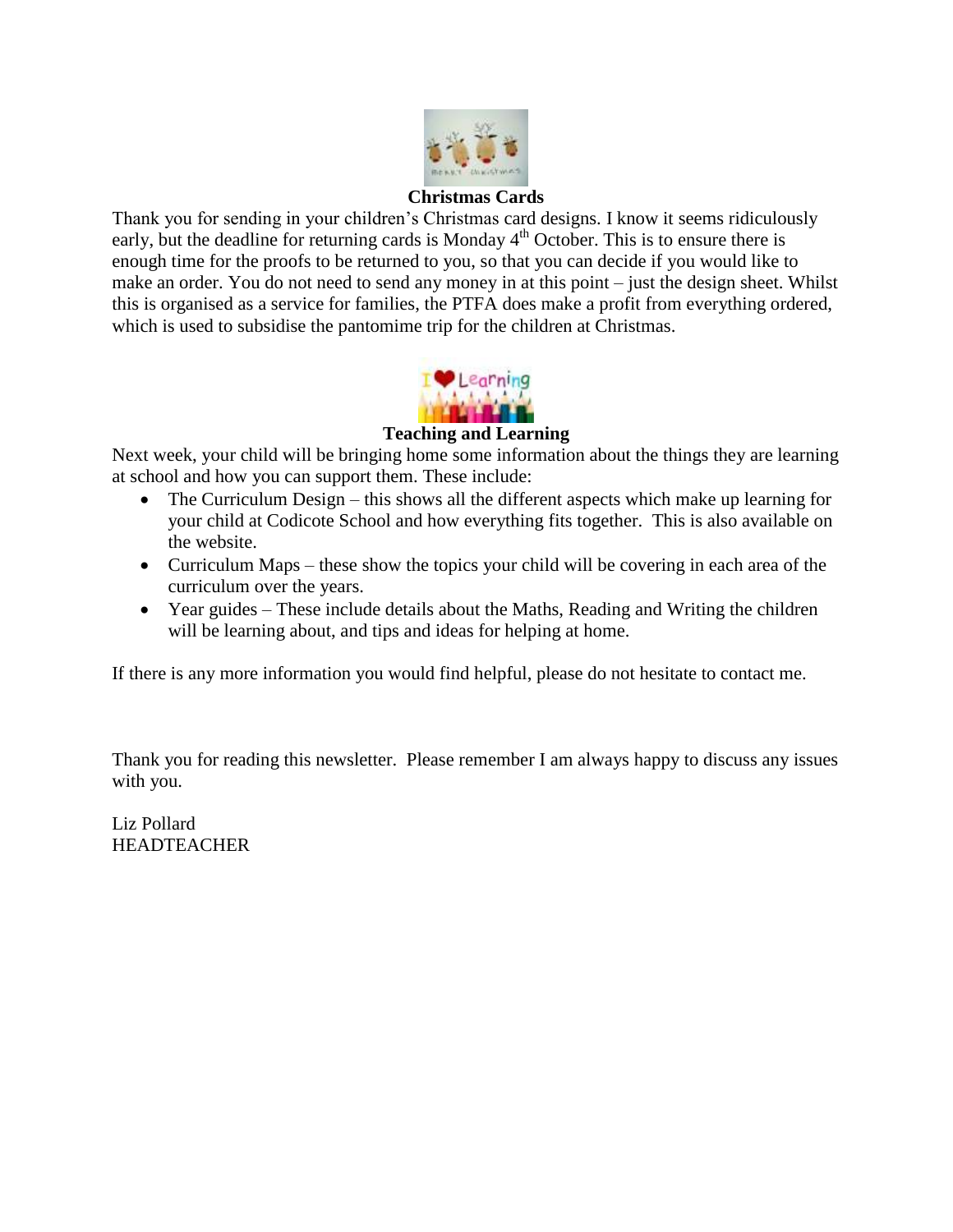## Christmas Cards

Thank you for sending in your children's Christmas card designs. I know it seems ridiculously early, but the deadline for returning cards is Monday 4th October. This is to ensure there is enough time for the proofs to be returned to you, so that you can decide if you would like to make an order. You do not need to send any money in at this point – just the design sheet. Whilst this is organised as a service for families, the PTFA does make a profit from everything ordered, which is used to subsidise the pantomime trip for the children at Christmas.

## Teaching and Learning

Next week, your child will be bringing home some information about the things they are learning at school and how you can support them. These include:

- The Curriculum Design – this shows all the different aspects which make up learning for your child at Codicote School and how everything fits together. This is also available on the website.
- Curriculum Maps – these show the topics your child will be covering in each area of the curriculum over the years.
- Year guides – These include details about the Maths, Reading and Writing the children will be learning about, and tips and ideas for helping at home.

If there is any more information you would find helpful, please do not hesitate to contact me.

Thank you for reading this newsletter. Please remember I am always happy to discuss any issues with you.

Liz Pollard
HEADTEACHER